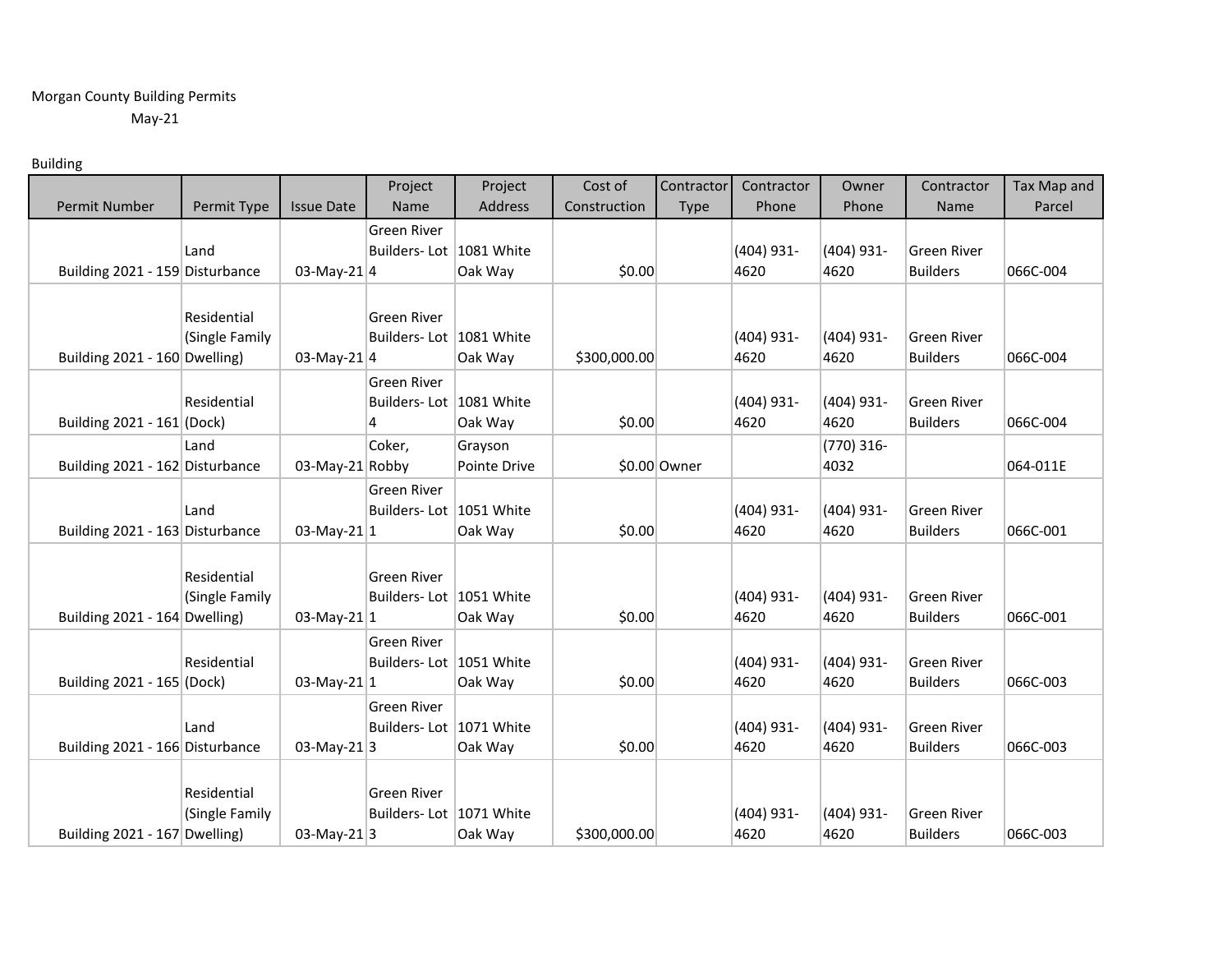Morgan County Building Permits

May-21

Building

| Permit Number | Permit Type | Issue Date | Project Name | Project Address | Cost of Construction | Contractor Type | Contractor Phone | Owner Phone | Contractor Name | Tax Map and Parcel |
|---|---|---|---|---|---|---|---|---|---|---|
| Building 2021 - 159 | Land Disturbance | 03-May-21 | Green River Builders- Lot 4 | 1081 White Oak Way | $0.00 | | (404) 931-4620 | (404) 931-4620 | Green River Builders | 066C-004 |
| Building 2021 - 160 | Residential (Single Family Dwelling) | 03-May-21 | Green River Builders- Lot 4 | 1081 White Oak Way | $300,000.00 | | (404) 931-4620 | (404) 931-4620 | Green River Builders | 066C-004 |
| Building 2021 - 161 | Residential (Dock) | | Green River Builders- Lot 4 | 1081 White Oak Way | $0.00 | | (404) 931-4620 | (404) 931-4620 | Green River Builders | 066C-004 |
| Building 2021 - 162 | Land Disturbance | 03-May-21 | Coker, Robby | Grayson Pointe Drive | $0.00 | Owner | | (770) 316-4032 | | 064-011E |
| Building 2021 - 163 | Land Disturbance | 03-May-21 | Green River Builders- Lot 1 | 1051 White Oak Way | $0.00 | | (404) 931-4620 | (404) 931-4620 | Green River Builders | 066C-001 |
| Building 2021 - 164 | Residential (Single Family Dwelling) | 03-May-21 | Green River Builders- Lot 1 | 1051 White Oak Way | $0.00 | | (404) 931-4620 | (404) 931-4620 | Green River Builders | 066C-001 |
| Building 2021 - 165 | Residential (Dock) | 03-May-21 | Green River Builders- Lot 1 | 1051 White Oak Way | $0.00 | | (404) 931-4620 | (404) 931-4620 | Green River Builders | 066C-003 |
| Building 2021 - 166 | Land Disturbance | 03-May-21 | Green River Builders- Lot 3 | 1071 White Oak Way | $0.00 | | (404) 931-4620 | (404) 931-4620 | Green River Builders | 066C-003 |
| Building 2021 - 167 | Residential (Single Family Dwelling) | 03-May-21 | Green River Builders- Lot 3 | 1071 White Oak Way | $300,000.00 | | (404) 931-4620 | (404) 931-4620 | Green River Builders | 066C-003 |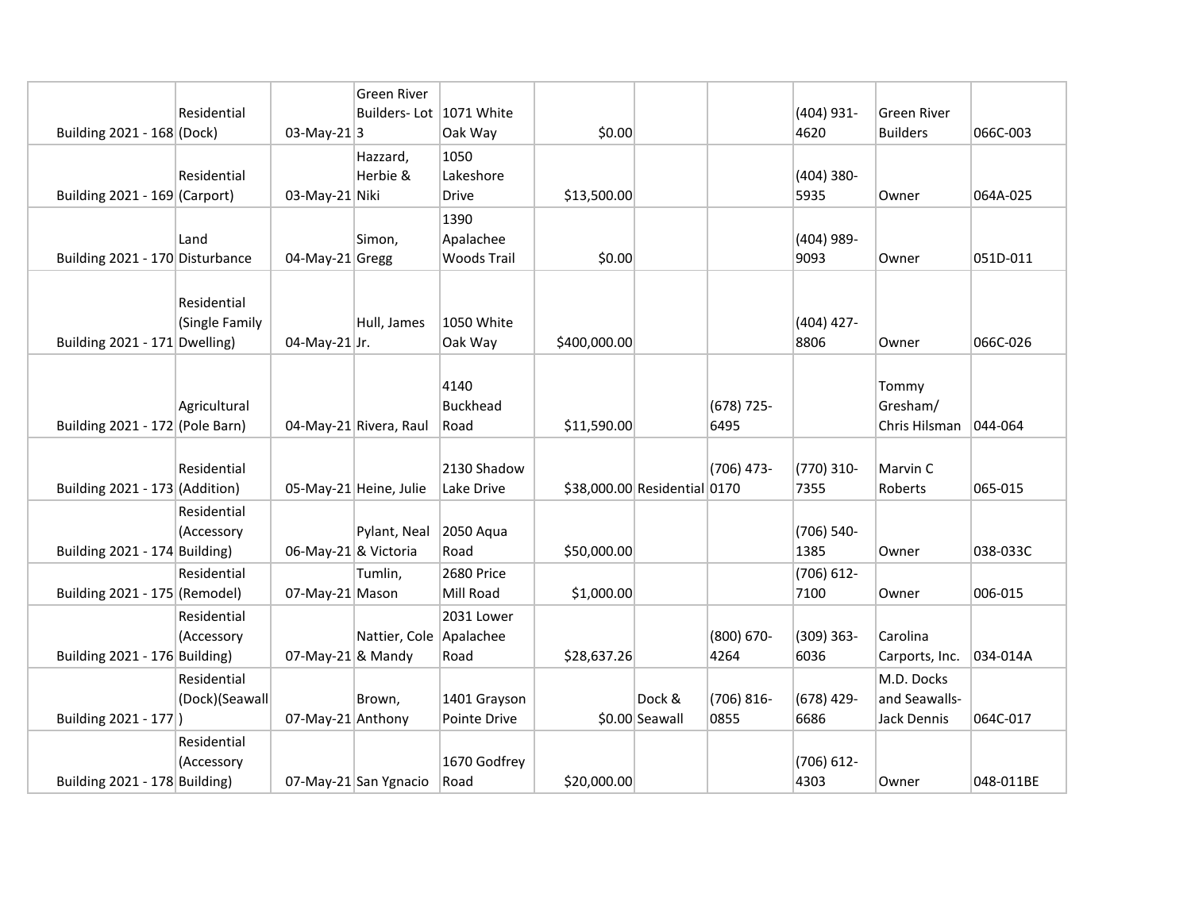| | | | | | | | | | | |
|---|---|---|---|---|---|---|---|---|---|---|
| Building 2021 - 168 | Residential (Dock) | 03-May-21 | Green River Builders- Lot 3 | 1071 White Oak Way | $0.00 | | | (404) 931-4620 | Green River Builders | 066C-003 |
| Building 2021 - 169 | Residential (Carport) | 03-May-21 | Hazzard, Herbie & Niki | 1050 Lakeshore Drive | $13,500.00 | | | (404) 380-5935 | Owner | 064A-025 |
| Building 2021 - 170 | Land Disturbance | 04-May-21 | Simon, Gregg | 1390 Apalachee Woods Trail | $0.00 | | | (404) 989-9093 | Owner | 051D-011 |
| Building 2021 - 171 | Residential (Single Family Dwelling) | 04-May-21 | Hull, James Jr. | 1050 White Oak Way | $400,000.00 | | | (404) 427-8806 | Owner | 066C-026 |
| Building 2021 - 172 | Agricultural (Pole Barn) | 04-May-21 | Rivera, Raul | 4140 Buckhead Road | $11,590.00 | | (678) 725-6495 | | Tommy Gresham/ Chris Hilsman | 044-064 |
| Building 2021 - 173 | Residential (Addition) | 05-May-21 | Heine, Julie | 2130 Shadow Lake Drive | $38,000.00 | Residential | (706) 473-0170 | (770) 310-7355 | Marvin C Roberts | 065-015 |
| Building 2021 - 174 | Residential (Accessory Building) | 06-May-21 | Pylant, Neal & Victoria | 2050 Aqua Road | $50,000.00 | | | (706) 540-1385 | Owner | 038-033C |
| Building 2021 - 175 | Residential (Remodel) | 07-May-21 | Tumlin, Mason | 2680 Price Mill Road | $1,000.00 | | | (706) 612-7100 | Owner | 006-015 |
| Building 2021 - 176 | Residential (Accessory Building) | 07-May-21 | Nattier, Cole & Mandy | 2031 Lower Apalachee Road | $28,637.26 | | (800) 670-4264 | (309) 363-6036 | Carolina Carports, Inc. | 034-014A |
| Building 2021 - 177 | Residential (Dock)(Seawall) | 07-May-21 | Brown, Anthony | 1401 Grayson Pointe Drive | $0.00 | Dock & Seawall | (706) 816-0855 | (678) 429-6686 | M.D. Docks and Seawalls- Jack Dennis | 064C-017 |
| Building 2021 - 178 | Residential (Accessory Building) | 07-May-21 | San Ygnacio | 1670 Godfrey Road | $20,000.00 | | | (706) 612-4303 | Owner | 048-011BE |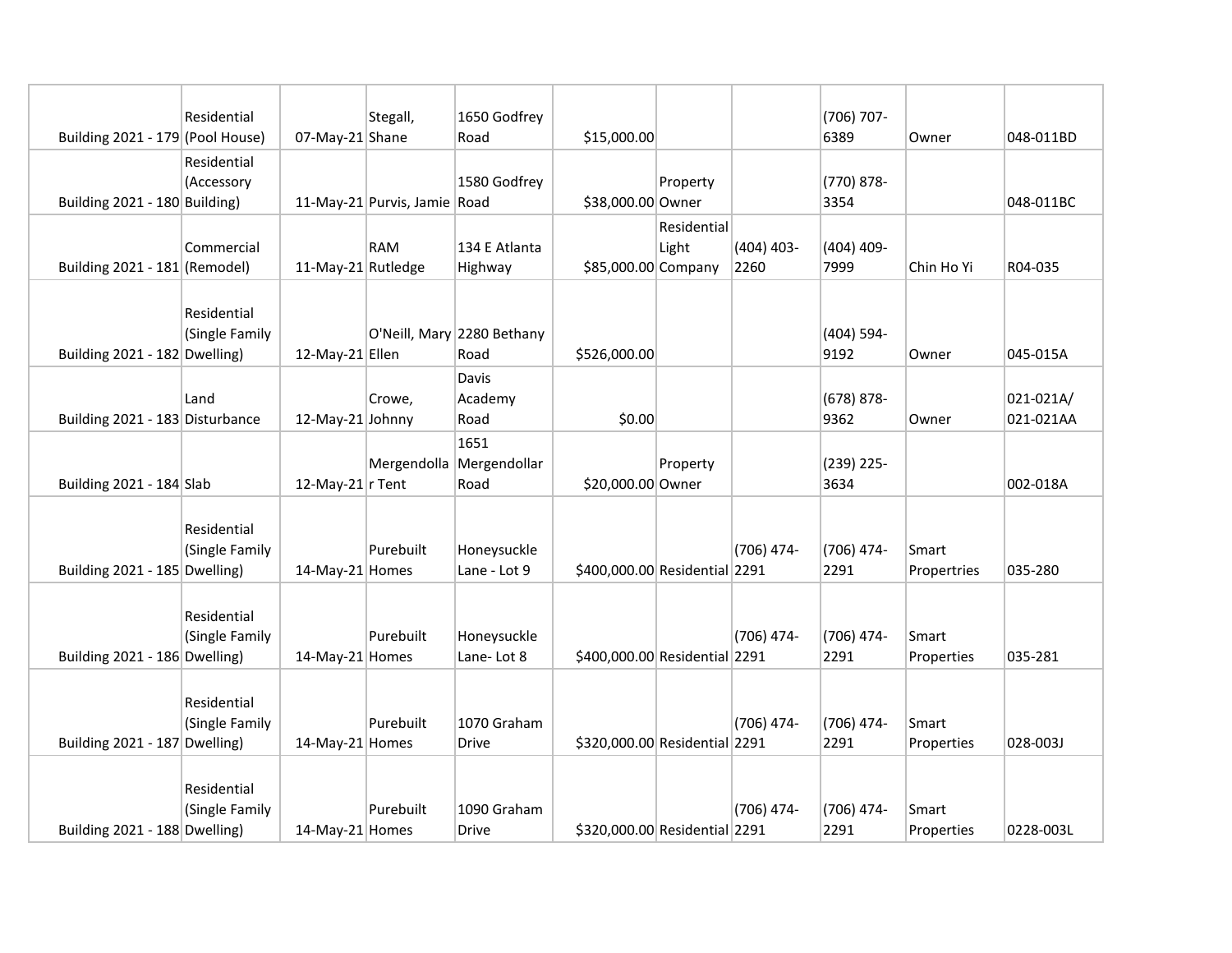| | | | | | | | | | | |
|---|---|---|---|---|---|---|---|---|---|---|
| Building 2021 - 179 | Residential (Pool House) | 07-May-21 | Stegall, Shane | 1650 Godfrey Road | $15,000.00 | | | (706) 707-6389 | Owner | 048-011BD |
| Building 2021 - 180 | Residential (Accessory Building) | 11-May-21 | Purvis, Jamie | 1580 Godfrey Road | $38,000.00 | Property Owner | | (770) 878-3354 | | 048-011BC |
| Building 2021 - 181 | Commercial (Remodel) | 11-May-21 | RAM Rutledge | 134 E Atlanta Highway | $85,000.00 | Residential Light Company | (404) 403-2260 | (404) 409-7999 | Chin Ho Yi | R04-035 |
| Building 2021 - 182 | Residential (Single Family Dwelling) | 12-May-21 | O'Neill, Mary Ellen | 2280 Bethany Road | $526,000.00 | | | (404) 594-9192 | Owner | 045-015A |
| Building 2021 - 183 | Land Disturbance | 12-May-21 | Crowe, Johnny | Davis Academy Road | $0.00 | | | (678) 878-9362 | Owner | 021-021A/ 021-021AA |
| Building 2021 - 184 | Slab | 12-May-21 | Mergendollar Tent | 1651 Mergendollar Road | $20,000.00 | Property Owner | | (239) 225-3634 | | 002-018A |
| Building 2021 - 185 | Residential (Single Family Dwelling) | 14-May-21 | Purebuilt Homes | Honeysuckle Lane - Lot 9 | $400,000.00 | Residential | (706) 474-2291 | (706) 474-2291 | Smart Propertries | 035-280 |
| Building 2021 - 186 | Residential (Single Family Dwelling) | 14-May-21 | Purebuilt Homes | Honeysuckle Lane- Lot 8 | $400,000.00 | Residential | (706) 474-2291 | (706) 474-2291 | Smart Properties | 035-281 |
| Building 2021 - 187 | Residential (Single Family Dwelling) | 14-May-21 | Purebuilt Homes | 1070 Graham Drive | $320,000.00 | Residential | (706) 474-2291 | (706) 474-2291 | Smart Properties | 028-003J |
| Building 2021 - 188 | Residential (Single Family Dwelling) | 14-May-21 | Purebuilt Homes | 1090 Graham Drive | $320,000.00 | Residential | (706) 474-2291 | (706) 474-2291 | Smart Properties | 0228-003L |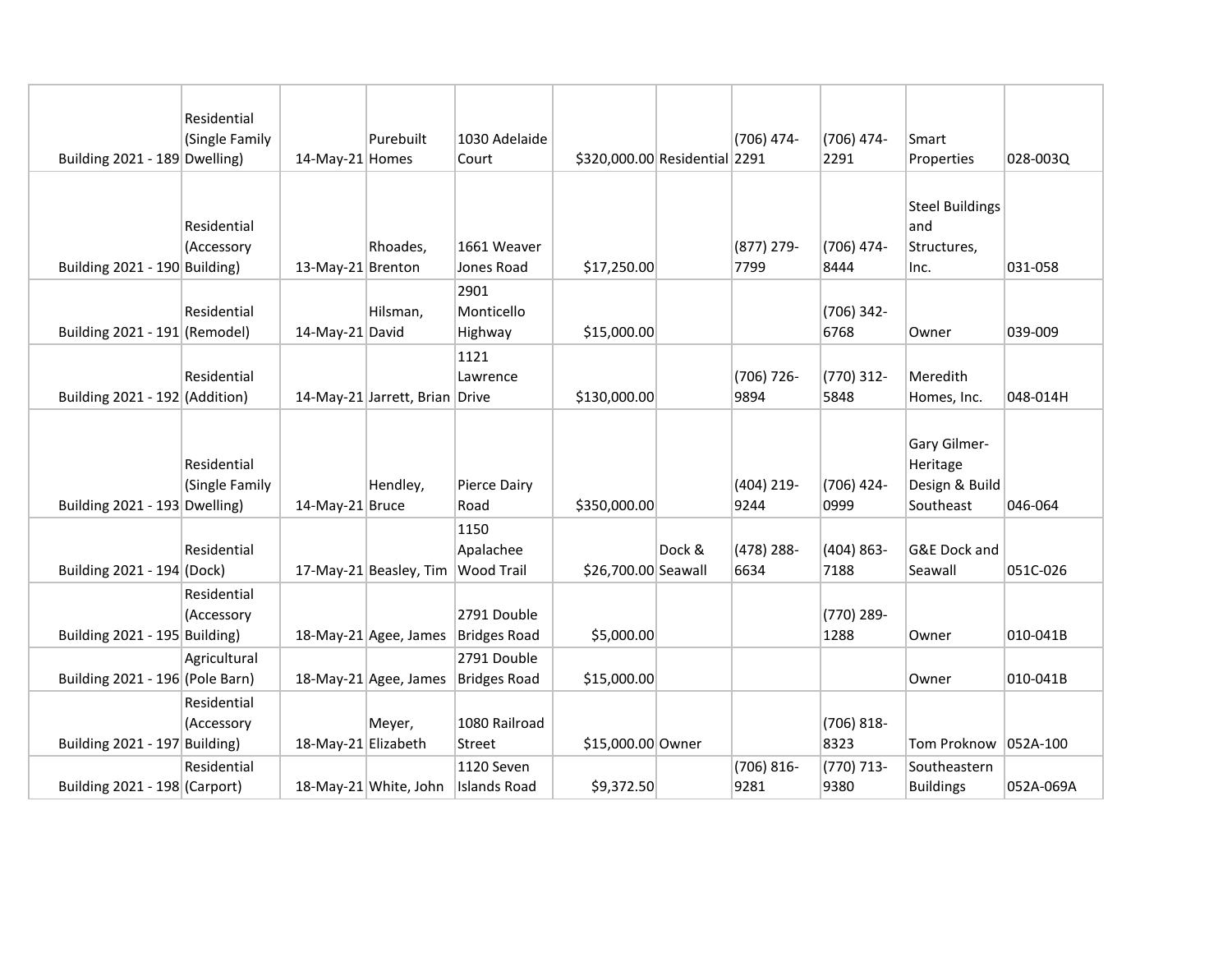| | | | | | | | | | | |
|---|---|---|---|---|---|---|---|---|---|---|
| Building 2021 - 189 | Residential (Single Family Dwelling) | 14-May-21 | Purebuilt Homes | 1030 Adelaide Court | $320,000.00 | Residential | (706) 474-2291 | (706) 474-2291 | Smart Properties | 028-003Q |
| Building 2021 - 190 | Residential (Accessory Building) | 13-May-21 | Rhoades, Brenton | 1661 Weaver Jones Road | $17,250.00 | | (877) 279-7799 | (706) 474-8444 | Steel Buildings and Structures, Inc. | 031-058 |
| Building 2021 - 191 | Residential (Remodel) | 14-May-21 | Hilsman, David | 2901 Monticello Highway | $15,000.00 | | | (706) 342-6768 | Owner | 039-009 |
| Building 2021 - 192 | Residential (Addition) | 14-May-21 | Jarrett, Brian | 1121 Lawrence Drive | $130,000.00 | | (706) 726-9894 | (770) 312-5848 | Meredith Homes, Inc. | 048-014H |
| Building 2021 - 193 | Residential (Single Family Dwelling) | 14-May-21 | Hendley, Bruce | Pierce Dairy Road | $350,000.00 | | (404) 219-9244 | (706) 424-0999 | Gary Gilmer-Heritage Design & Build Southeast | 046-064 |
| Building 2021 - 194 | Residential (Dock) | 17-May-21 | Beasley, Tim | 1150 Apalachee Wood Trail | $26,700.00 | Dock & Seawall | (478) 288-6634 | (404) 863-7188 | G&E Dock and Seawall | 051C-026 |
| Building 2021 - 195 | Residential (Accessory Building) | 18-May-21 | Agee, James | 2791 Double Bridges Road | $5,000.00 | | | (770) 289-1288 | Owner | 010-041B |
| Building 2021 - 196 | Agricultural (Pole Barn) | 18-May-21 | Agee, James | 2791 Double Bridges Road | $15,000.00 | | | | Owner | 010-041B |
| Building 2021 - 197 | Residential (Accessory Building) | 18-May-21 | Meyer, Elizabeth | 1080 Railroad Street | $15,000.00 | Owner | | (706) 818-8323 | Tom Proknow | 052A-100 |
| Building 2021 - 198 | Residential (Carport) | 18-May-21 | White, John | 1120 Seven Islands Road | $9,372.50 | | (706) 816-9281 | (770) 713-9380 | Southeastern Buildings | 052A-069A |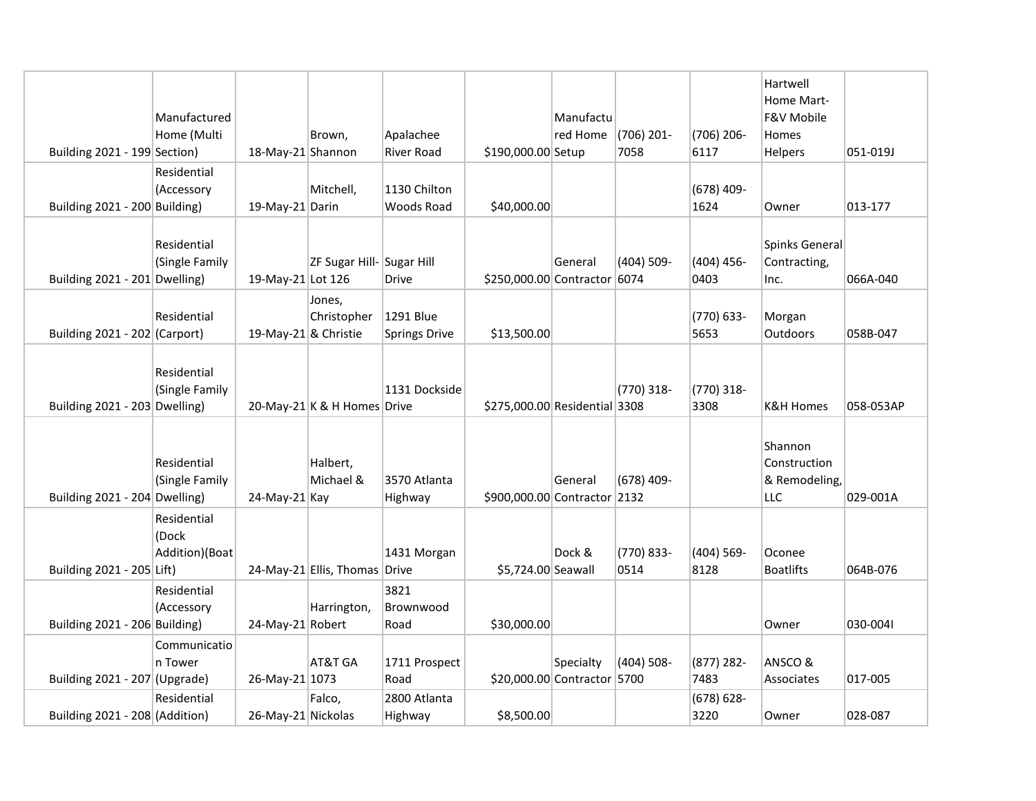| | | | | | | | | | | |
|---|---|---|---|---|---|---|---|---|---|---|
| Building 2021 - 199 | Manufactured Home (Multi Section) | 18-May-21 | Brown, Shannon | Apalachee River Road | $190,000.00 | Manufactured Home Setup | (706) 201-7058 | (706) 206-6117 | Hartwell Home Mart-F&V Mobile Homes Helpers | 051-019J |
| Building 2021 - 200 | Residential (Accessory Building) | 19-May-21 | Mitchell, Darin | 1130 Chilton Woods Road | $40,000.00 | | | (678) 409-1624 | Owner | 013-177 |
| Building 2021 - 201 | Residential (Single Family Dwelling) | 19-May-21 | ZF Sugar Hill-Lot 126 | Sugar Hill Drive | $250,000.00 | General Contractor | (404) 509-6074 | (404) 456-0403 | Spinks General Contracting, Inc. | 066A-040 |
| Building 2021 - 202 | Residential (Carport) | 19-May-21 | Jones, Christopher & Christie | 1291 Blue Springs Drive | $13,500.00 | | | (770) 633-5653 | Morgan Outdoors | 058B-047 |
| Building 2021 - 203 | Residential (Single Family Dwelling) | 20-May-21 | K & H Homes | 1131 Dockside Drive | $275,000.00 | Residential | (770) 318-3308 | (770) 318-3308 | K&H Homes | 058-053AP |
| Building 2021 - 204 | Residential (Single Family Dwelling) | 24-May-21 | Halbert, Michael & Kay | 3570 Atlanta Highway | $900,000.00 | General Contractor | (678) 409-2132 | | Shannon Construction & Remodeling, LLC | 029-001A |
| Building 2021 - 205 | Residential (Dock Addition)(Boat Lift) | 24-May-21 | Ellis, Thomas | 1431 Morgan Drive | $5,724.00 | Dock & Seawall | (770) 833-0514 | (404) 569-8128 | Oconee Boatlifts | 064B-076 |
| Building 2021 - 206 | Residential (Accessory Building) | 24-May-21 | Harrington, Robert | 3821 Brownwood Road | $30,000.00 | | | | Owner | 030-004I |
| Building 2021 - 207 | Communication Tower (Upgrade) | 26-May-21 | AT&T GA 1073 | 1711 Prospect Road | $20,000.00 | Specialty Contractor | (404) 508-5700 | (877) 282-7483 | ANSCO & Associates | 017-005 |
| Building 2021 - 208 | Residential (Addition) | 26-May-21 | Falco, Nickolas | 2800 Atlanta Highway | $8,500.00 | | | (678) 628-3220 | Owner | 028-087 |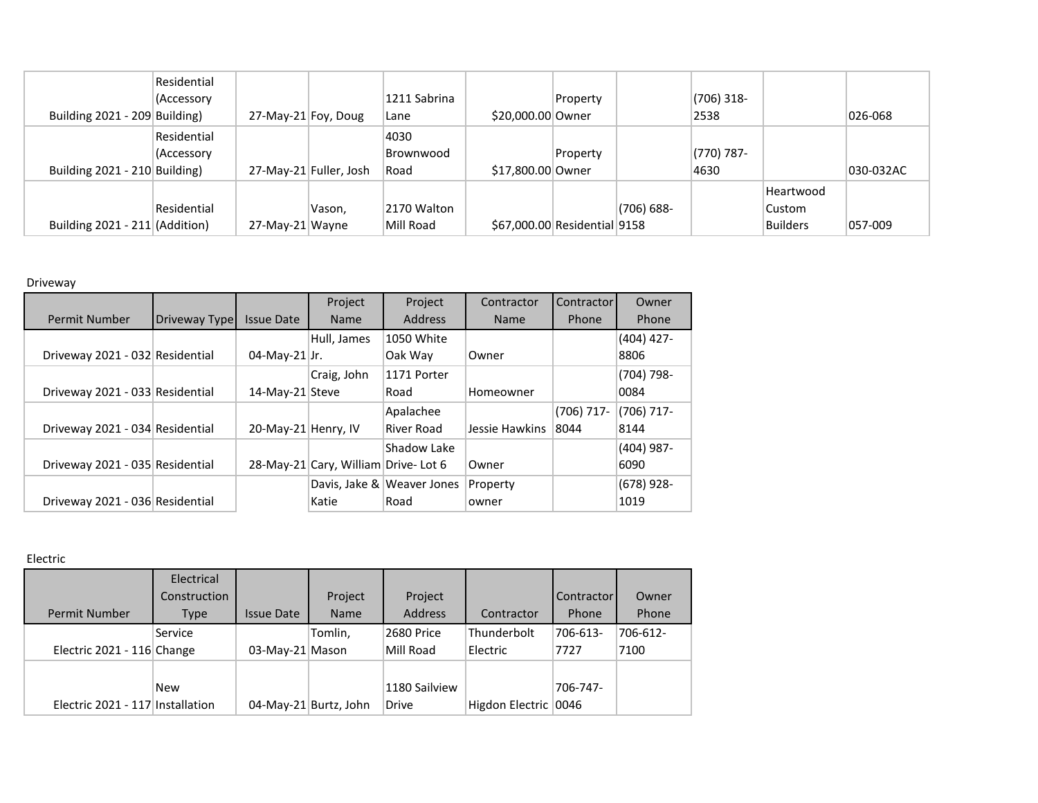| | | | | | | | | | | |
|---|---|---|---|---|---|---|---|---|---|---|
| Building 2021 - 209 | Residential (Accessory Building) | 27-May-21 | Foy, Doug | 1211 Sabrina Lane | $20,000.00 | Property Owner | | (706) 318-2538 | | 026-068 |
| Building 2021 - 210 | Residential (Accessory Building) | 27-May-21 | Fuller, Josh | 4030 Brownwood Road | $17,800.00 | Property Owner | | (770) 787-4630 | | 030-032AC |
| Building 2021 - 211 | Residential (Addition) | 27-May-21 | Vason, Wayne | 2170 Walton Mill Road | $67,000.00 | Residential | (706) 688-9158 | | Heartwood Custom Builders | 057-009 |

Driveway

| Permit Number | Driveway Type | Issue Date | Project Name | Project Address | Contractor Name | Contractor Phone | Owner Phone |
|---|---|---|---|---|---|---|---|
| Driveway 2021 - 032 | Residential | 04-May-21 | Hull, James Jr. | 1050 White Oak Way | Owner | | (404) 427-8806 |
| Driveway 2021 - 033 | Residential | 14-May-21 | Craig, John Steve | 1171 Porter Road | Homeowner | | (704) 798-0084 |
| Driveway 2021 - 034 | Residential | 20-May-21 | Henry, IV | Apalachee River Road | Jessie Hawkins | (706) 717-8044 | (706) 717-8144 |
| Driveway 2021 - 035 | Residential | 28-May-21 | Cary, William | Shadow Lake Drive- Lot 6 | Owner | | (404) 987-6090 |
| Driveway 2021 - 036 | Residential | | Davis, Jake & Katie | Weaver Jones Road | Property owner | | (678) 928-1019 |

Electric

| Permit Number | Electrical Construction Type | Issue Date | Project Name | Project Address | Contractor | Contractor Phone | Owner Phone |
|---|---|---|---|---|---|---|---|
| Electric 2021 - 116 | Service Change | 03-May-21 | Tomlin, Mason | 2680 Price Mill Road | Thunderbolt Electric | 706-613-7727 | 706-612-7100 |
| Electric 2021 - 117 | New Installation | 04-May-21 | Burtz, John | 1180 Sailview Drive | Higdon Electric | 706-747-0046 | |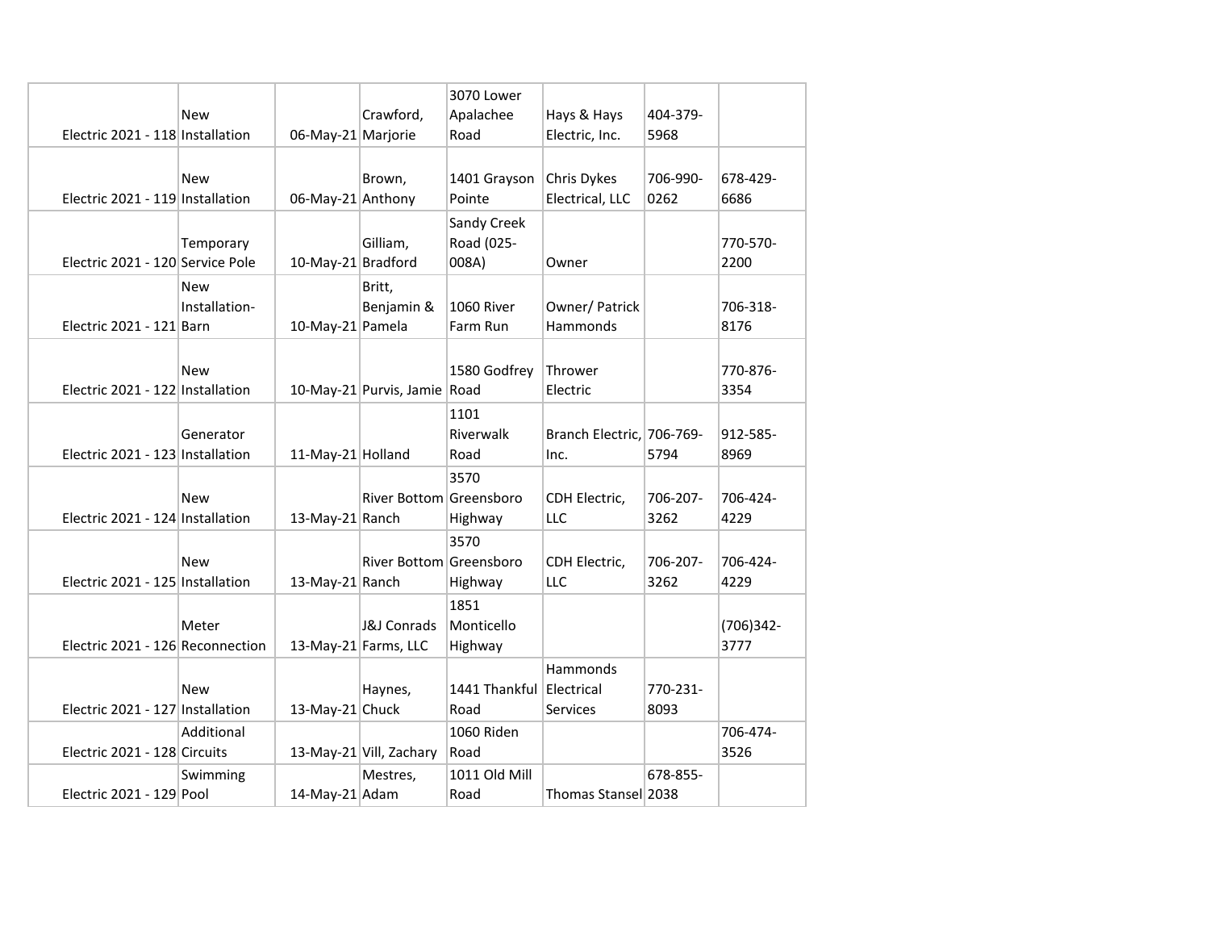| | | | | | | | |
|---|---|---|---|---|---|---|---|
| Electric 2021 - 118 | New Installation | 06-May-21 | Crawford, Marjorie | 3070 Lower Apalachee Road | Hays & Hays Electric, Inc. | 404-379-5968 | |
| Electric 2021 - 119 | New Installation | 06-May-21 | Brown, Anthony | 1401 Grayson Pointe | Chris Dykes Electrical, LLC | 706-990-0262 | 678-429-6686 |
| Electric 2021 - 120 | Temporary Service Pole | 10-May-21 | Gilliam, Bradford | Sandy Creek Road (025-008A) | Owner | | 770-570-2200 |
| Electric 2021 - 121 | New Installation-Barn | 10-May-21 | Britt, Benjamin & Pamela | 1060 River Farm Run | Owner/ Patrick Hammonds | | 706-318-8176 |
| Electric 2021 - 122 | New Installation | 10-May-21 | Purvis, Jamie | 1580 Godfrey Road | Thrower Electric | | 770-876-3354 |
| Electric 2021 - 123 | Generator Installation | 11-May-21 | Holland | 1101 Riverwalk Road | Branch Electric, Inc. | 706-769-5794 | 912-585-8969 |
| Electric 2021 - 124 | New Installation | 13-May-21 | River Bottom Ranch | 3570 Greensboro Highway | CDH Electric, LLC | 706-207-3262 | 706-424-4229 |
| Electric 2021 - 125 | New Installation | 13-May-21 | River Bottom Ranch | 3570 Greensboro Highway | CDH Electric, LLC | 706-207-3262 | 706-424-4229 |
| Electric 2021 - 126 | Meter Reconnection | 13-May-21 | J&J Conrads Farms, LLC | 1851 Monticello Highway | | | (706)342-3777 |
| Electric 2021 - 127 | New Installation | 13-May-21 | Haynes, Chuck | 1441 Thankful Road | Hammonds Electrical Services | 770-231-8093 | |
| Electric 2021 - 128 | Additional Circuits | 13-May-21 | Vill, Zachary | 1060 Riden Road | | | 706-474-3526 |
| Electric 2021 - 129 | Swimming Pool | 14-May-21 | Mestres, Adam | 1011 Old Mill Road | Thomas Stansel | 678-855-2038 | |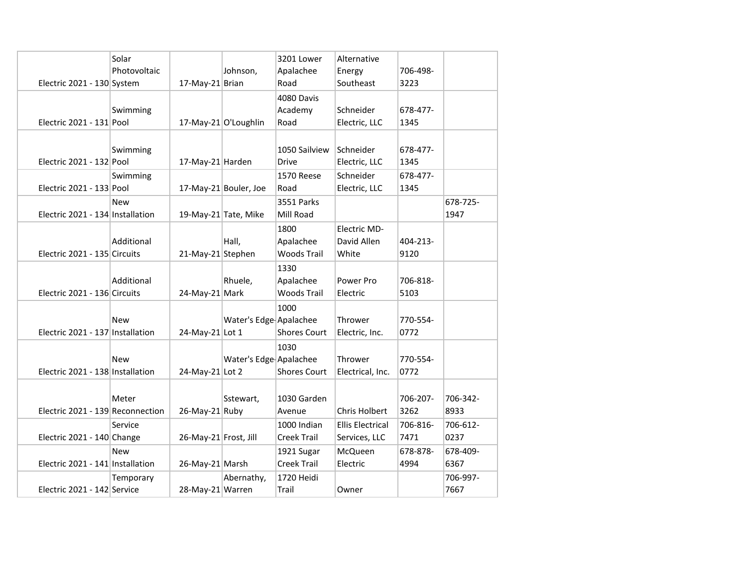| | | | | | | | |
|---|---|---|---|---|---|---|---|
| Electric 2021 - 130 | Solar Photovoltaic System | 17-May-21 | Johnson, Brian | 3201 Lower Apalachee Road | Alternative Energy Southeast | 706-498-3223 | |
| Electric 2021 - 131 | Swimming Pool | 17-May-21 | O'Loughlin | 4080 Davis Academy Road | Schneider Electric, LLC | 678-477-1345 | |
| Electric 2021 - 132 | Swimming Pool | 17-May-21 | Harden | 1050 Sailview Drive | Schneider Electric, LLC | 678-477-1345 | |
| Electric 2021 - 133 | Swimming Pool | 17-May-21 | Bouler, Joe | 1570 Reese Road | Schneider Electric, LLC | 678-477-1345 | |
| Electric 2021 - 134 | New Installation | 19-May-21 | Tate, Mike | 3551 Parks Mill Road | | | 678-725-1947 |
| Electric 2021 - 135 | Additional Circuits | 21-May-21 | Hall, Stephen | 1800 Apalachee Woods Trail | Electric MD-David Allen White | 404-213-9120 | |
| Electric 2021 - 136 | Additional Circuits | 24-May-21 | Rhuele, Mark | 1330 Apalachee Woods Trail | Power Pro Electric | 706-818-5103 | |
| Electric 2021 - 137 | New Installation | 24-May-21 | Water's Edge-Lot 1 | 1000 Apalachee Shores Court | Thrower Electric, Inc. | 770-554-0772 | |
| Electric 2021 - 138 | New Installation | 24-May-21 | Water's Edge-Lot 2 | 1030 Apalachee Shores Court | Thrower Electrical, Inc. | 770-554-0772 | |
| Electric 2021 - 139 | Meter Reconnection | 26-May-21 | Sstewart, Ruby | 1030 Garden Avenue | Chris Holbert | 706-207-3262 | 706-342-8933 |
| Electric 2021 - 140 | Service Change | 26-May-21 | Frost, Jill | 1000 Indian Creek Trail | Ellis Electrical Services, LLC | 706-816-7471 | 706-612-0237 |
| Electric 2021 - 141 | New Installation | 26-May-21 | Marsh | 1921 Sugar Creek Trail | McQueen Electric | 678-878-4994 | 678-409-6367 |
| Electric 2021 - 142 | Temporary Service | 28-May-21 | Abernathy, Warren | 1720 Heidi Trail | Owner | | 706-997-7667 |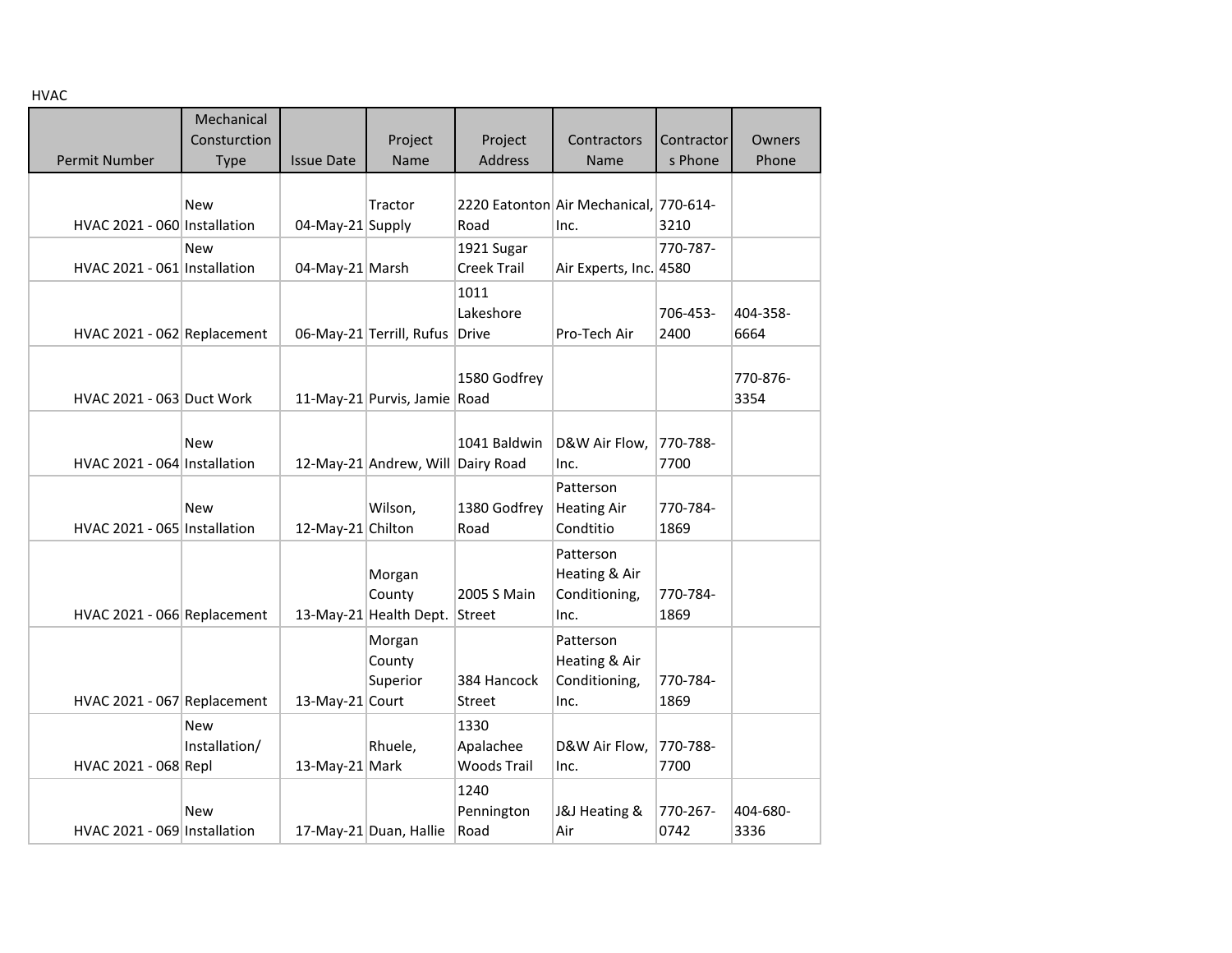HVAC

| Permit Number | Mechanical Consturction Type | Issue Date | Project Name | Project Address | Contractors Name | Contractors Phone | Owners Phone |
|---|---|---|---|---|---|---|---|
| HVAC 2021 - 060 | New Installation | 04-May-21 | Tractor Supply | 2220 Eatonton Road | Air Mechanical, Inc. | 770-614-3210 | |
| HVAC 2021 - 061 | New Installation | 04-May-21 | Marsh | 1921 Sugar Creek Trail | Air Experts, Inc. | 770-787-4580 | |
| HVAC 2021 - 062 | Replacement | 06-May-21 | Terrill, Rufus | 1011 Lakeshore Drive | Pro-Tech Air | 706-453-2400 | 404-358-6664 |
| HVAC 2021 - 063 | Duct Work | 11-May-21 | Purvis, Jamie | 1580 Godfrey Road | | | 770-876-3354 |
| HVAC 2021 - 064 | New Installation | 12-May-21 | Andrew, Will | 1041 Baldwin Dairy Road | D&W Air Flow, Inc. | 770-788-7700 | |
| HVAC 2021 - 065 | New Installation | 12-May-21 | Wilson, Chilton | 1380 Godfrey Road | Patterson Heating Air Condtitio | 770-784-1869 | |
| HVAC 2021 - 066 | Replacement | 13-May-21 | Morgan County Health Dept. | 2005 S Main Street | Patterson Heating & Air Conditioning, Inc. | 770-784-1869 | |
| HVAC 2021 - 067 | Replacement | 13-May-21 | Morgan County Superior Court | 384 Hancock Street | Patterson Heating & Air Conditioning, Inc. | 770-784-1869 | |
| HVAC 2021 - 068 | New Installation/ Repl | 13-May-21 | Rhuele, Mark | 1330 Apalachee Woods Trail | D&W Air Flow, Inc. | 770-788-7700 | |
| HVAC 2021 - 069 | New Installation | 17-May-21 | Duan, Hallie | 1240 Pennington Road | J&J Heating & Air | 770-267-0742 | 404-680-3336 |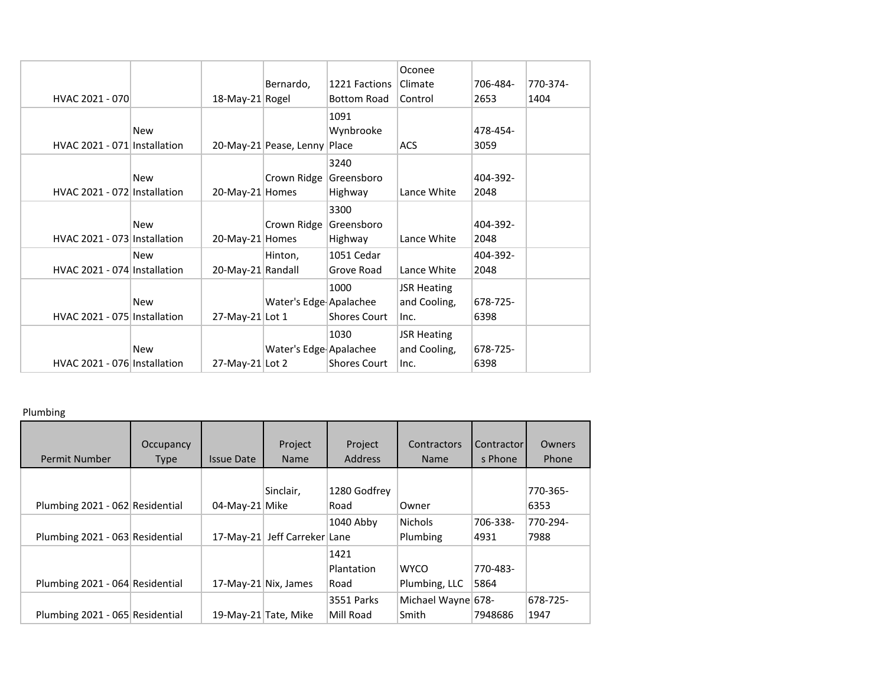| | | | | | | | |
|---|---|---|---|---|---|---|---|
| HVAC 2021 - 070 | | 18-May-21 | Bernardo, Rogel | 1221 Factions Bottom Road | Oconee Climate Control | 706-484-2653 | 770-374-1404 |
| HVAC 2021 - 071 | New Installation | 20-May-21 | Pease, Lenny | 1091 Wynbrooke Place | ACS | 478-454-3059 | |
| HVAC 2021 - 072 | New Installation | 20-May-21 | Crown Ridge Homes | 3240 Greensboro Highway | Lance White | 404-392-2048 | |
| HVAC 2021 - 073 | New Installation | 20-May-21 | Crown Ridge Homes | 3300 Greensboro Highway | Lance White | 404-392-2048 | |
| HVAC 2021 - 074 | New Installation | 20-May-21 | Hinton, Randall | 1051 Cedar Grove Road | Lance White | 404-392-2048 | |
| HVAC 2021 - 075 | New Installation | 27-May-21 | Water's Edge-Lot 1 | 1000 Apalachee Shores Court | JSR Heating and Cooling, Inc. | 678-725-6398 | |
| HVAC 2021 - 076 | New Installation | 27-May-21 | Water's Edge-Lot 2 | 1030 Apalachee Shores Court | JSR Heating and Cooling, Inc. | 678-725-6398 | |

Plumbing

| Permit Number | Occupancy Type | Issue Date | Project Name | Project Address | Contractors Name | Contractors Phone | Owners Phone |
|---|---|---|---|---|---|---|---|
| Plumbing 2021 - 062 | Residential | 04-May-21 | Sinclair, Mike | 1280 Godfrey Road | Owner | | 770-365-6353 |
| Plumbing 2021 - 063 | Residential | 17-May-21 | Jeff Carreker | 1040 Abby Lane | Nichols Plumbing | 706-338-4931 | 770-294-7988 |
| Plumbing 2021 - 064 | Residential | 17-May-21 | Nix, James | 1421 Plantation Road | WYCO Plumbing, LLC | 770-483-5864 | |
| Plumbing 2021 - 065 | Residential | 19-May-21 | Tate, Mike | 3551 Parks Mill Road | Michael Wayne Smith | 678-7948686 | 678-725-1947 |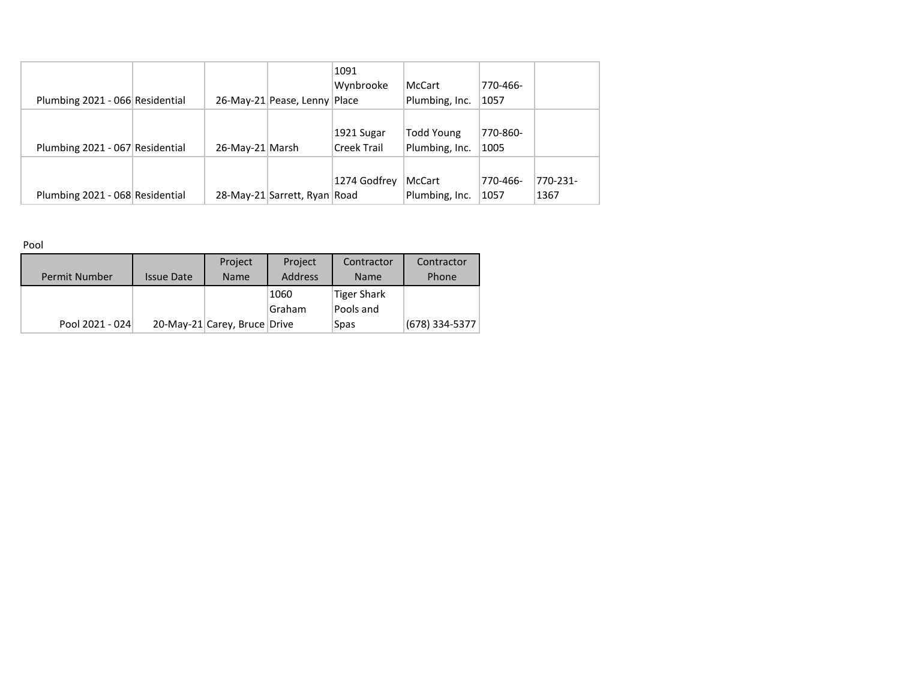| | | | | | | | |
|---|---|---|---|---|---|---|---|
| Plumbing 2021 - 066 | Residential | 26-May-21 | Pease, Lenny | 1091 Wynbrooke Place | McCart Plumbing, Inc. | 770-466-1057 | |
| Plumbing 2021 - 067 | Residential | 26-May-21 | Marsh | 1921 Sugar Creek Trail | Todd Young Plumbing, Inc. | 770-860-1005 | |
| Plumbing 2021 - 068 | Residential | 28-May-21 | Sarrett, Ryan | 1274 Godfrey Road | McCart Plumbing, Inc. | 770-466-1057 | 770-231-1367 |

Pool

| Permit Number | Issue Date | Project Name | Project Address | Contractor Name | Contractor Phone |
|---|---|---|---|---|---|
| Pool 2021 - 024 | 20-May-21 | Carey, Bruce | 1060 Graham Drive | Tiger Shark Pools and Spas | (678) 334-5377 |